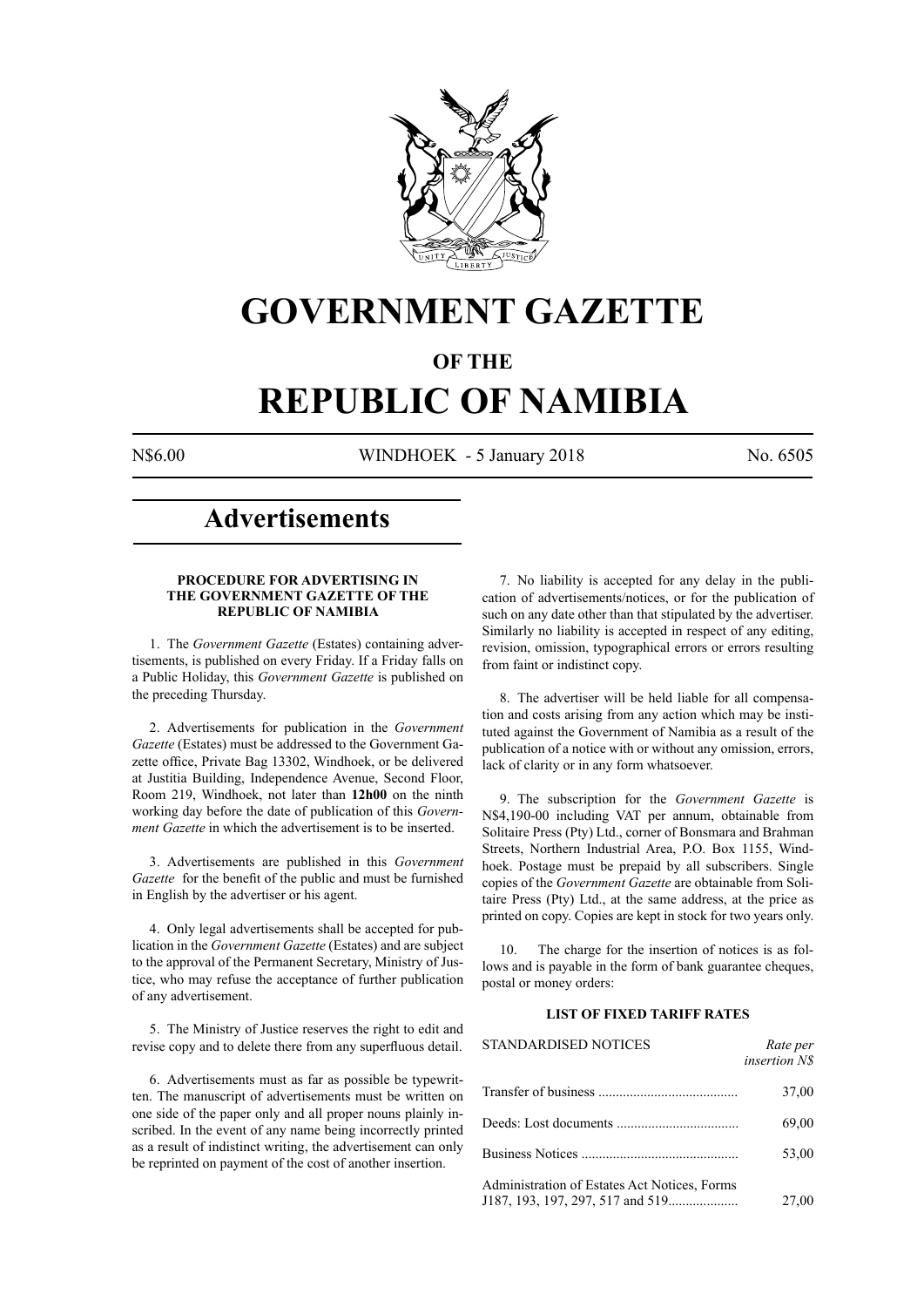# GOVERNMENT GAZETTE

## OF THE

# REPUBLIC OF NAMIBIA

N$6.00 WINDHOEK - 5 January 2018 No. 6505

# Advertisements

**PROCEDURE FOR ADVERTISING IN THE GOVERNMENT GAZETTE OF THE REPUBLIC OF NAMIBIA**

1. The *Government Gazette* (Estates) containing advertisements, is published on every Friday. If a Friday falls on a Public Holiday, this *Government Gazette* is published on the preceding Thursday.

2. Advertisements for publication in the *Government Gazette* (Estates) must be addressed to the Government Gazette office, Private Bag 13302, Windhoek, or be delivered at Justitia Building, Independence Avenue, Second Floor, Room 219, Windhoek, not later than **12h00** on the ninth working day before the date of publication of this *Government Gazette* in which the advertisement is to be inserted.

3. Advertisements are published in this *Government Gazette* for the benefit of the public and must be furnished in English by the advertiser or his agent.

4. Only legal advertisements shall be accepted for publication in the *Government Gazette* (Estates) and are subject to the approval of the Permanent Secretary, Ministry of Justice, who may refuse the acceptance of further publication of any advertisement.

5. The Ministry of Justice reserves the right to edit and revise copy and to delete there from any superfluous detail.

6. Advertisements must as far as possible be typewritten. The manuscript of advertisements must be written on one side of the paper only and all proper nouns plainly inscribed. In the event of any name being incorrectly printed as a result of indistinct writing, the advertisement can only be reprinted on payment of the cost of another insertion.

7. No liability is accepted for any delay in the publication of advertisements/notices, or for the publication of such on any date other than that stipulated by the advertiser. Similarly no liability is accepted in respect of any editing, revision, omission, typographical errors or errors resulting from faint or indistinct copy.

8. The advertiser will be held liable for all compensation and costs arising from any action which may be instituted against the Government of Namibia as a result of the publication of a notice with or without any omission, errors, lack of clarity or in any form whatsoever.

9. The subscription for the *Government Gazette* is N$4,190-00 including VAT per annum, obtainable from Solitaire Press (Pty) Ltd., corner of Bonsmara and Brahman Streets, Northern Industrial Area, P.O. Box 1155, Windhoek. Postage must be prepaid by all subscribers. Single copies of the *Government Gazette* are obtainable from Solitaire Press (Pty) Ltd., at the same address, at the price as printed on copy. Copies are kept in stock for two years only.

10. The charge for the insertion of notices is as follows and is payable in the form of bank guarantee cheques, postal or money orders:

**LIST OF FIXED TARIFF RATES**

| STANDARDISED NOTICES | *Rate per insertion N$* |
|---|---|
| Transfer of business | 37,00 |
| Deeds: Lost documents | 69,00 |
| Business Notices | 53,00 |
| Administration of Estates Act Notices, Forms J187, 193, 197, 297, 517 and 519 | 27,00 |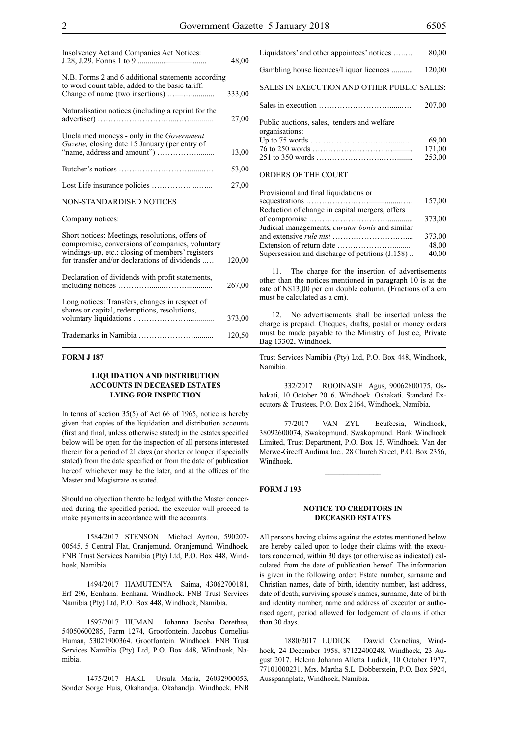| | |
|---|---|
| Insolvency Act and Companies Act Notices: J.28, J.29. Forms 1 to 9 .................................. | 48,00 |
| N.B. Forms 2 and 6 additional statements according to word count table, added to the basic tariff. Change of name (two insertions) ............. | 333,00 |
| Naturalisation notices (including a reprint for the advertiser) ............................. | 27,00 |
| Unclaimed moneys - only in the *Government Gazette,* closing date 15 January (per entry of "name, address and amount") ................ | 13,00 |
| Butcher's notices ................................ | 53,00 |
| Lost Life insurance policies ...................... | 27,00 |
| NON-STANDARDISED NOTICES | |
| Company notices: | |
| Short notices: Meetings, resolutions, offers of compromise, conversions of companies, voluntary windings-up, etc.: closing of members' registers for transfer and/or declarations of dividends ...... | 120,00 |
| Declaration of dividends with profit statements, including notices ................................ | 267,00 |
| Long notices: Transfers, changes in respect of shares or capital, redemptions, resolutions, voluntary liquidations ............................. | 373,00 |
| Trademarks in Namibia ............................ | 120,50 |
| Liquidators' and other appointees' notices ........ | 80,00 |
| Gambling house licences/Liquor licences ........... | 120,00 |
| SALES IN EXECUTION AND OTHER PUBLIC SALES: | |
| Sales in execution ................................ | 207,00 |
| Public auctions, sales, tenders and welfare organisations: | |
| Up to 75 words .................................... | 69,00 |
| 76 to 250 words ................................... | 171,00 |
| 251 to 350 words .................................. | 253,00 |
| ORDERS OF THE COURT | |
| Provisional and final liquidations or sequestrations .................................... | 157,00 |
| Reduction of change in capital mergers, offers of compromise ................................... | 373,00 |
| Judicial managements, *curator bonis* and similar and extensive *rule nisi* ........................ | 373,00 |
| Extension of return date .......................... | 48,00 |
| Supersession and discharge of petitions (J.158) .. | 40,00 |

11. The charge for the insertion of advertisements other than the notices mentioned in paragraph 10 is at the rate of N$13,00 per cm double column. (Fractions of a cm must be calculated as a cm).

12. No advertisements shall be inserted unless the charge is prepaid. Cheques, drafts, postal or money orders must be made payable to the Ministry of Justice, Private Bag 13302, Windhoek.

**FORM J 187**

### LIQUIDATION AND DISTRIBUTION ACCOUNTS IN DECEASED ESTATES LYING FOR INSPECTION

In terms of section 35(5) of Act 66 of 1965, notice is hereby given that copies of the liquidation and distribution accounts (first and final, unless otherwise stated) in the estates specified below will be open for the inspection of all persons interested therein for a period of 21 days (or shorter or longer if specially stated) from the date specified or from the date of publication hereof, whichever may be the later, and at the offices of the Master and Magistrate as stated.

Should no objection thereto be lodged with the Master concerned during the specified period, the executor will proceed to make payments in accordance with the accounts.

1584/2017 STENSON Michael Ayrton, 590207-00545, 5 Central Flat, Oranjemund. Oranjemund. Windhoek. FNB Trust Services Namibia (Pty) Ltd, P.O. Box 448, Windhoek, Namibia.

1494/2017 HAMUTENYA Saima, 43062700181, Erf 296, Eenhana. Eenhana. Windhoek. FNB Trust Services Namibia (Pty) Ltd, P.O. Box 448, Windhoek, Namibia.

1597/2017 HUMAN Johanna Jacoba Dorethea, 54050600285, Farm 1274, Grootfontein. Jacobus Cornelius Human, 53021900364. Grootfontein. Windhoek. FNB Trust Services Namibia (Pty) Ltd, P.O. Box 448, Windhoek, Namibia.

1475/2017 HAKL Ursula Maria, 26032900053, Sonder Sorge Huis, Okahandja. Okahandja. Windhoek. FNB Trust Services Namibia (Pty) Ltd, P.O. Box 448, Windhoek, Namibia.

332/2017 ROOINASIE Agus, 90062800175, Oshakati, 10 October 2016. Windhoek. Oshakati. Standard Executors & Trustees, P.O. Box 2164, Windhoek, Namibia.

77/2017 VAN ZYL Eeufeesia, Windhoek, 38092600074, Swakopmund. Swakopmund. Bank Windhoek Limited, Trust Department, P.O. Box 15, Windhoek. Van der Merwe-Greeff Andima Inc., 28 Church Street, P.O. Box 2356, Windhoek.

---

**FORM J 193**

### NOTICE TO CREDITORS IN DECEASED ESTATES

All persons having claims against the estates mentioned below are hereby called upon to lodge their claims with the executors concerned, within 30 days (or otherwise as indicated) calculated from the date of publication hereof. The information is given in the following order: Estate number, surname and Christian names, date of birth, identity number, last address, date of death; surviving spouse's names, surname, date of birth and identity number; name and address of executor or authorised agent, period allowed for lodgement of claims if other than 30 days.

1880/2017 LUDICK Dawid Cornelius, Windhoek, 24 December 1958, 87122400248, Windhoek, 23 August 2017. Helena Johanna Alletta Ludick, 10 October 1977, 77101000231. Mrs. Martha S.L. Dobberstein, P.O. Box 5924, Ausspannplatz, Windhoek, Namibia.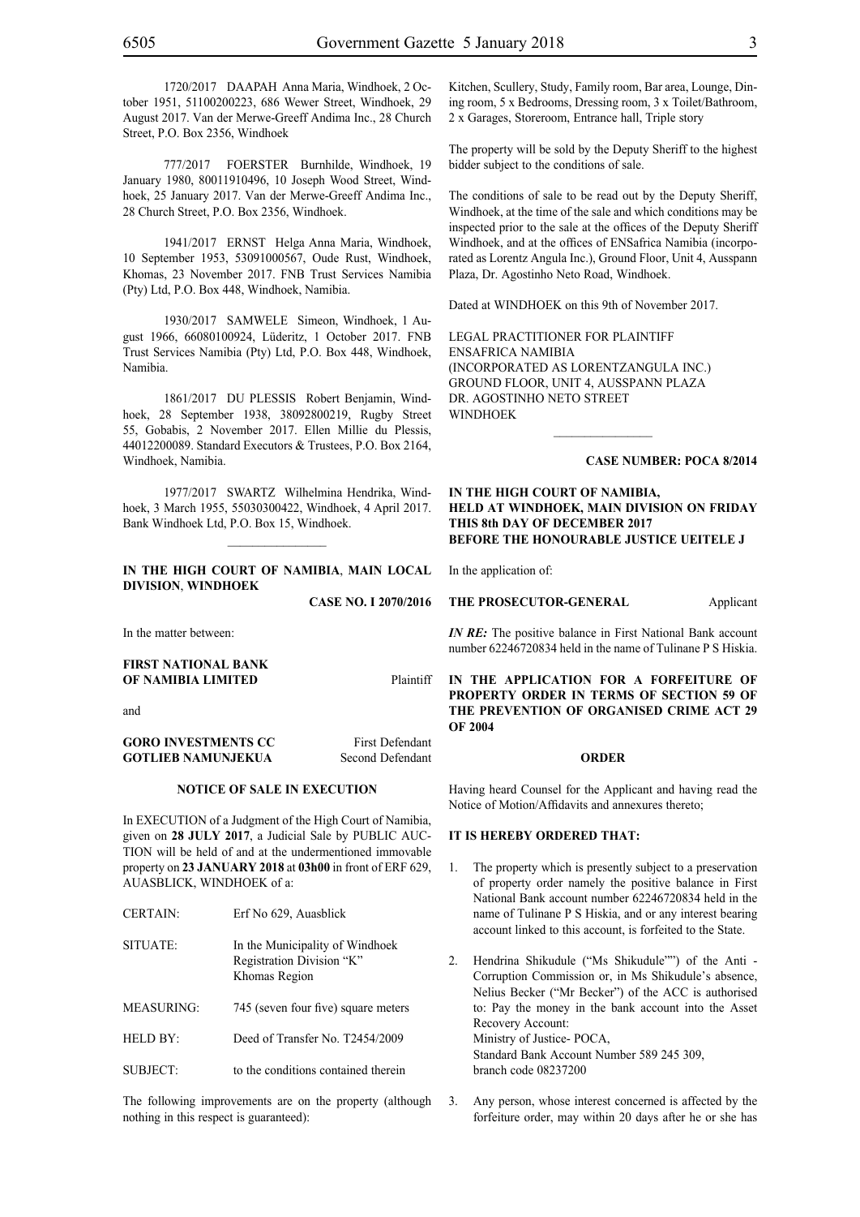1720/2017 DAAPAH Anna Maria, Windhoek, 2 October 1951, 51100200223, 686 Wewer Street, Windhoek, 29 August 2017. Van der Merwe-Greeff Andima Inc., 28 Church Street, P.O. Box 2356, Windhoek

777/2017 FOERSTER Burnhilde, Windhoek, 19 January 1980, 80011910496, 10 Joseph Wood Street, Windhoek, 25 January 2017. Van der Merwe-Greeff Andima Inc., 28 Church Street, P.O. Box 2356, Windhoek.

1941/2017 ERNST Helga Anna Maria, Windhoek, 10 September 1953, 53091000567, Oude Rust, Windhoek, Khomas, 23 November 2017. FNB Trust Services Namibia (Pty) Ltd, P.O. Box 448, Windhoek, Namibia.

1930/2017 SAMWELE Simeon, Windhoek, 1 August 1966, 66080100924, Lüderitz, 1 October 2017. FNB Trust Services Namibia (Pty) Ltd, P.O. Box 448, Windhoek, Namibia.

1861/2017 DU PLESSIS Robert Benjamin, Windhoek, 28 September 1938, 38092800219, Rugby Street 55, Gobabis, 2 November 2017. Ellen Millie du Plessis, 44012200089. Standard Executors & Trustees, P.O. Box 2164, Windhoek, Namibia.

1977/2017 SWARTZ Wilhelmina Hendrika, Windhoek, 3 March 1955, 55030300422, Windhoek, 4 April 2017. Bank Windhoek Ltd, P.O. Box 15, Windhoek.

---

**IN THE HIGH COURT OF NAMIBIA, MAIN LOCAL DIVISION, WINDHOEK**

**CASE NO. I 2070/2016**

In the matter between:

**FIRST NATIONAL BANK OF NAMIBIA LIMITED** Plaintiff

and

**GORO INVESTMENTS CC** First Defendant
**GOTLIEB NAMUNJEKUA** Second Defendant

**NOTICE OF SALE IN EXECUTION**

In EXECUTION of a Judgment of the High Court of Namibia, given on **28 JULY 2017**, a Judicial Sale by PUBLIC AUCTION will be held of and at the undermentioned immovable property on **23 JANUARY 2018** at **03h00** in front of ERF 629, AUASBLICK, WINDHOEK of a:

| | |
|---|---|
| CERTAIN: | Erf No 629, Auasblick |
| SITUATE: | In the Municipality of Windhoek Registration Division "K" Khomas Region |
| MEASURING: | 745 (seven four five) square meters |
| HELD BY: | Deed of Transfer No. T2454/2009 |
| SUBJECT: | to the conditions contained therein |

The following improvements are on the property (although nothing in this respect is guaranteed):

Kitchen, Scullery, Study, Family room, Bar area, Lounge, Dining room, 5 x Bedrooms, Dressing room, 3 x Toilet/Bathroom, 2 x Garages, Storeroom, Entrance hall, Triple story

The property will be sold by the Deputy Sheriff to the highest bidder subject to the conditions of sale.

The conditions of sale to be read out by the Deputy Sheriff, Windhoek, at the time of the sale and which conditions may be inspected prior to the sale at the offices of the Deputy Sheriff Windhoek, and at the offices of ENSafrica Namibia (incorporated as Lorentz Angula Inc.), Ground Floor, Unit 4, Ausspann Plaza, Dr. Agostinho Neto Road, Windhoek.

Dated at WINDHOEK on this 9th of November 2017.

LEGAL PRACTITIONER FOR PLAINTIFF
ENSAFRICA NAMIBIA
(INCORPORATED AS LORENTZANGULA INC.)
GROUND FLOOR, UNIT 4, AUSSPANN PLAZA
DR. AGOSTINHO NETO STREET
WINDHOEK

---

**CASE NUMBER: POCA 8/2014**

**IN THE HIGH COURT OF NAMIBIA,
HELD AT WINDHOEK, MAIN DIVISION ON FRIDAY THIS 8th DAY OF DECEMBER 2017
BEFORE THE HONOURABLE JUSTICE UEITELE J**

In the application of:

**THE PROSECUTOR-GENERAL** Applicant

***IN RE:*** The positive balance in First National Bank account number 62246720834 held in the name of Tulinane P S Hiskia.

**IN THE APPLICATION FOR A FORFEITURE OF PROPERTY ORDER IN TERMS OF SECTION 59 OF THE PREVENTION OF ORGANISED CRIME ACT 29 OF 2004**

**ORDER**

Having heard Counsel for the Applicant and having read the Notice of Motion/Affidavits and annexures thereto;

**IT IS HEREBY ORDERED THAT:**

1. The property which is presently subject to a preservation of property order namely the positive balance in First National Bank account number 62246720834 held in the name of Tulinane P S Hiskia, and or any interest bearing account linked to this account, is forfeited to the State.

2. Hendrina Shikudule ("Ms Shikudule"") of the Anti - Corruption Commission or, in Ms Shikudule's absence, Nelius Becker ("Mr Becker") of the ACC is authorised to: Pay the money in the bank account into the Asset Recovery Account:
   Ministry of Justice- POCA,
   Standard Bank Account Number 589 245 309,
   branch code 08237200

3. Any person, whose interest concerned is affected by the forfeiture order, may within 20 days after he or she has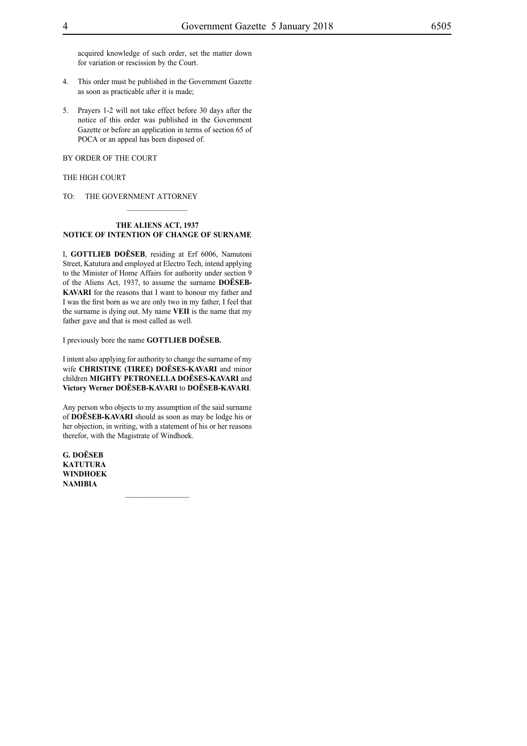acquired knowledge of such order, set the matter down for variation or rescission by the Court.

4. This order must be published in the Government Gazette as soon as practicable after it is made;

5. Prayers 1-2 will not take effect before 30 days after the notice of this order was published in the Government Gazette or before an application in terms of section 65 of POCA or an appeal has been disposed of.

BY ORDER OF THE COURT

THE HIGH COURT

TO: THE GOVERNMENT ATTORNEY

________________

**THE ALIENS ACT, 1937**
**NOTICE OF INTENTION OF CHANGE OF SURNAME**

I, **GOTTLIEB DOËSEB**, residing at Erf 6006, Namutoni Street, Katutura and employed at Electro Tech, intend applying to the Minister of Home Affairs for authority under section 9 of the Aliens Act, 1937, to assume the surname **DOËSEB-KAVARI** for the reasons that I want to honour my father and I was the first born as we are only two in my father, I feel that the surname is dying out. My name **VEII** is the name that my father gave and that is most called as well.

I previously bore the name **GOTTLIEB DOËSEB.**

I intent also applying for authority to change the surname of my wife **CHRISTINE (TIREE) DOËSES-KAVARI** and minor children **MIGHTY PETRONELLA DOËSES-KAVARI** and **Victory Werner DOËSEB-KAVARI** to **DOËSEB-KAVARI**.

Any person who objects to my assumption of the said surname of **DOËSEB-KAVARI** should as soon as may be lodge his or her objection, in writing, with a statement of his or her reasons therefor, with the Magistrate of Windhoek.

**G. DOËSEB**
**KATUTURA**
**WINDHOEK**
**NAMIBIA**

________________